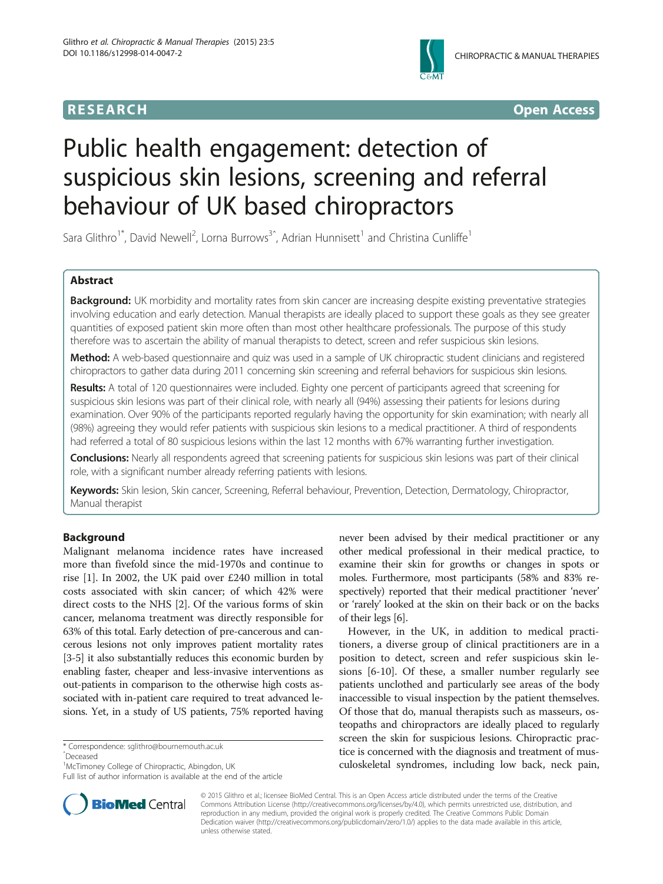**RESEARCH** **Open Access**

# Public health engagement: detection of suspicious skin lesions, screening and referral behaviour of UK based chiropractors

Sara Glithro[1*], David Newell[2], Lorna Burrows[3^], Adrian Hunnisett[1] and Christina Cunliffe[1]

## Abstract

**Background:** UK morbidity and mortality rates from skin cancer are increasing despite existing preventative strategies involving education and early detection. Manual therapists are ideally placed to support these goals as they see greater quantities of exposed patient skin more often than most other healthcare professionals. The purpose of this study therefore was to ascertain the ability of manual therapists to detect, screen and refer suspicious skin lesions.

**Method:** A web-based questionnaire and quiz was used in a sample of UK chiropractic student clinicians and registered chiropractors to gather data during 2011 concerning skin screening and referral behaviors for suspicious skin lesions.

**Results:** A total of 120 questionnaires were included. Eighty one percent of participants agreed that screening for suspicious skin lesions was part of their clinical role, with nearly all (94%) assessing their patients for lesions during examination. Over 90% of the participants reported regularly having the opportunity for skin examination; with nearly all (98%) agreeing they would refer patients with suspicious skin lesions to a medical practitioner. A third of respondents had referred a total of 80 suspicious lesions within the last 12 months with 67% warranting further investigation.

**Conclusions:** Nearly all respondents agreed that screening patients for suspicious skin lesions was part of their clinical role, with a significant number already referring patients with lesions.

**Keywords:** Skin lesion, Skin cancer, Screening, Referral behaviour, Prevention, Detection, Dermatology, Chiropractor, Manual therapist

## Background

Malignant melanoma incidence rates have increased more than fivefold since the mid-1970s and continue to rise [1]. In 2002, the UK paid over £240 million in total costs associated with skin cancer; of which 42% were direct costs to the NHS [2]. Of the various forms of skin cancer, melanoma treatment was directly responsible for 63% of this total. Early detection of pre-cancerous and cancerous lesions not only improves patient mortality rates [3-5] it also substantially reduces this economic burden by enabling faster, cheaper and less-invasive interventions as out-patients in comparison to the otherwise high costs associated with in-patient care required to treat advanced lesions. Yet, in a study of US patients, 75% reported having never been advised by their medical practitioner or any other medical professional in their medical practice, to examine their skin for growths or changes in spots or moles. Furthermore, most participants (58% and 83% respectively) reported that their medical practitioner 'never' or 'rarely' looked at the skin on their back or on the backs of their legs [6].

However, in the UK, in addition to medical practitioners, a diverse group of clinical practitioners are in a position to detect, screen and refer suspicious skin lesions [6-10]. Of these, a smaller number regularly see patients unclothed and particularly see areas of the body inaccessible to visual inspection by the patient themselves. Of those that do, manual therapists such as masseurs, osteopaths and chiropractors are ideally placed to regularly screen the skin for suspicious lesions. Chiropractic practice is concerned with the diagnosis and treatment of musculoskeletal syndromes, including low back, neck pain,

\* Correspondence: sglithro@bournemouth.ac.uk
^Deceased
[1]McTimoney College of Chiropractic, Abingdon, UK
Full list of author information is available at the end of the article

© 2015 Glithro et al.; licensee BioMed Central. This is an Open Access article distributed under the terms of the Creative Commons Attribution License (http://creativecommons.org/licenses/by/4.0), which permits unrestricted use, distribution, and reproduction in any medium, provided the original work is properly credited. The Creative Commons Public Domain Dedication waiver (http://creativecommons.org/publicdomain/zero/1.0/) applies to the data made available in this article, unless otherwise stated.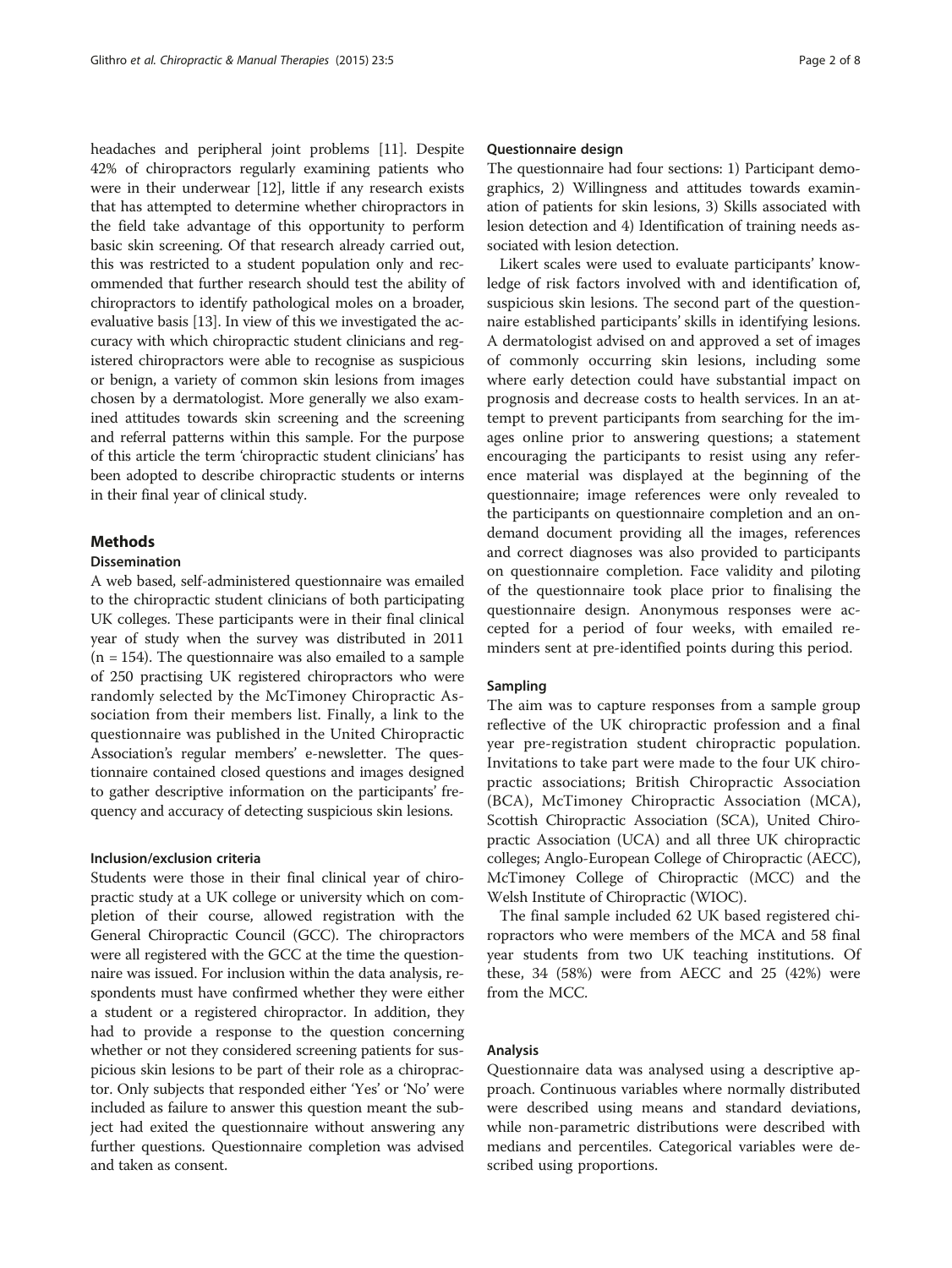headaches and peripheral joint problems [11]. Despite 42% of chiropractors regularly examining patients who were in their underwear [12], little if any research exists that has attempted to determine whether chiropractors in the field take advantage of this opportunity to perform basic skin screening. Of that research already carried out, this was restricted to a student population only and recommended that further research should test the ability of chiropractors to identify pathological moles on a broader, evaluative basis [13]. In view of this we investigated the accuracy with which chiropractic student clinicians and registered chiropractors were able to recognise as suspicious or benign, a variety of common skin lesions from images chosen by a dermatologist. More generally we also examined attitudes towards skin screening and the screening and referral patterns within this sample. For the purpose of this article the term 'chiropractic student clinicians' has been adopted to describe chiropractic students or interns in their final year of clinical study.

## Methods

### Dissemination

A web based, self-administered questionnaire was emailed to the chiropractic student clinicians of both participating UK colleges. These participants were in their final clinical year of study when the survey was distributed in 2011 (n = 154). The questionnaire was also emailed to a sample of 250 practising UK registered chiropractors who were randomly selected by the McTimoney Chiropractic Association from their members list. Finally, a link to the questionnaire was published in the United Chiropractic Association's regular members' e-newsletter. The questionnaire contained closed questions and images designed to gather descriptive information on the participants' frequency and accuracy of detecting suspicious skin lesions.

### Inclusion/exclusion criteria

Students were those in their final clinical year of chiropractic study at a UK college or university which on completion of their course, allowed registration with the General Chiropractic Council (GCC). The chiropractors were all registered with the GCC at the time the questionnaire was issued. For inclusion within the data analysis, respondents must have confirmed whether they were either a student or a registered chiropractor. In addition, they had to provide a response to the question concerning whether or not they considered screening patients for suspicious skin lesions to be part of their role as a chiropractor. Only subjects that responded either 'Yes' or 'No' were included as failure to answer this question meant the subject had exited the questionnaire without answering any further questions. Questionnaire completion was advised and taken as consent.

### Questionnaire design

The questionnaire had four sections: 1) Participant demographics, 2) Willingness and attitudes towards examination of patients for skin lesions, 3) Skills associated with lesion detection and 4) Identification of training needs associated with lesion detection.

Likert scales were used to evaluate participants' knowledge of risk factors involved with and identification of, suspicious skin lesions. The second part of the questionnaire established participants' skills in identifying lesions. A dermatologist advised on and approved a set of images of commonly occurring skin lesions, including some where early detection could have substantial impact on prognosis and decrease costs to health services. In an attempt to prevent participants from searching for the images online prior to answering questions; a statement encouraging the participants to resist using any reference material was displayed at the beginning of the questionnaire; image references were only revealed to the participants on questionnaire completion and an on-demand document providing all the images, references and correct diagnoses was also provided to participants on questionnaire completion. Face validity and piloting of the questionnaire took place prior to finalising the questionnaire design. Anonymous responses were accepted for a period of four weeks, with emailed reminders sent at pre-identified points during this period.

### Sampling

The aim was to capture responses from a sample group reflective of the UK chiropractic profession and a final year pre-registration student chiropractic population. Invitations to take part were made to the four UK chiropractic associations; British Chiropractic Association (BCA), McTimoney Chiropractic Association (MCA), Scottish Chiropractic Association (SCA), United Chiropractic Association (UCA) and all three UK chiropractic colleges; Anglo-European College of Chiropractic (AECC), McTimoney College of Chiropractic (MCC) and the Welsh Institute of Chiropractic (WIOC).

The final sample included 62 UK based registered chiropractors who were members of the MCA and 58 final year students from two UK teaching institutions. Of these, 34 (58%) were from AECC and 25 (42%) were from the MCC.

### Analysis

Questionnaire data was analysed using a descriptive approach. Continuous variables where normally distributed were described using means and standard deviations, while non-parametric distributions were described with medians and percentiles. Categorical variables were described using proportions.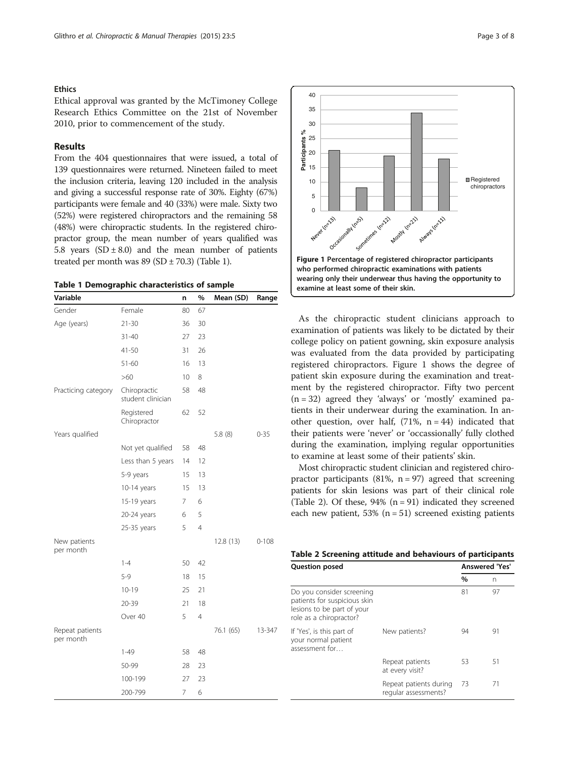### Ethics

Ethical approval was granted by the McTimoney College Research Ethics Committee on the 21st of November 2010, prior to commencement of the study.

## Results

From the 404 questionnaires that were issued, a total of 139 questionnaires were returned. Nineteen failed to meet the inclusion criteria, leaving 120 included in the analysis and giving a successful response rate of 30%. Eighty (67%) participants were female and 40 (33%) were male. Sixty two (52%) were registered chiropractors and the remaining 58 (48%) were chiropractic students. In the registered chiropractor group, the mean number of years qualified was 5.8 years (SD ± 8.0) and the mean number of patients treated per month was 89 (SD ± 70.3) (Table 1).

**Table 1 Demographic characteristics of sample**

| Variable | | n | % | Mean (SD) | Range |
|---|---|---|---|---|---|
| Gender | Female | 80 | 67 | | |
| Age (years) | 21-30 | 36 | 30 | | |
| | 31-40 | 27 | 23 | | |
| | 41-50 | 31 | 26 | | |
| | 51-60 | 16 | 13 | | |
| | >60 | 10 | 8 | | |
| Practicing category | Chiropractic student clinician | 58 | 48 | | |
| | Registered Chiropractor | 62 | 52 | | |
| Years qualified | | | | 5.8 (8) | 0-35 |
| | Not yet qualified | 58 | 48 | | |
| | Less than 5 years | 14 | 12 | | |
| | 5-9 years | 15 | 13 | | |
| | 10-14 years | 15 | 13 | | |
| | 15-19 years | 7 | 6 | | |
| | 20-24 years | 6 | 5 | | |
| | 25-35 years | 5 | 4 | | |
| New patients per month | | | | 12.8 (13) | 0-108 |
| | 1-4 | 50 | 42 | | |
| | 5-9 | 18 | 15 | | |
| | 10-19 | 25 | 21 | | |
| | 20-39 | 21 | 18 | | |
| | Over 40 | 5 | 4 | | |
| Repeat patients per month | | | | 76.1 (65) | 13-347 |
| | 1-49 | 58 | 48 | | |
| | 50-99 | 28 | 23 | | |
| | 100-199 | 27 | 23 | | |
| | 200-799 | 7 | 6 | | |

**Figure 1 Percentage of registered chiropractor participants who performed chiropractic examinations with patients wearing only their underwear thus having the opportunity to examine at least some of their skin.**

As the chiropractic student clinicians approach to examination of patients was likely to be dictated by their college policy on patient gowning, skin exposure analysis was evaluated from the data provided by participating registered chiropractors. Figure 1 shows the degree of patient skin exposure during the examination and treatment by the registered chiropractor. Fifty two percent (n = 32) agreed they 'always' or 'mostly' examined patients in their underwear during the examination. In another question, over half, (71%, n = 44) indicated that their patients were 'never' or 'occassionally' fully clothed during the examination, implying regular opportunities to examine at least some of their patients' skin.

Most chiropractic student clinician and registered chiropractor participants (81%, n = 97) agreed that screening patients for skin lesions was part of their clinical role (Table 2). Of these, 94% (n = 91) indicated they screened each new patient, 53% (n = 51) screened existing patients

**Table 2 Screening attitude and behaviours of participants**

| Question posed | | Answered 'Yes' | |
|---|---|---|---|
| | | % | n |
| Do you consider screening patients for suspicious skin lesions to be part of your role as a chiropractor? | | 81 | 97 |
| If 'Yes', is this part of your normal patient assessment for… | New patients? | 94 | 91 |
| | Repeat patients at every visit? | 53 | 51 |
| | Repeat patients during regular assessments? | 73 | 71 |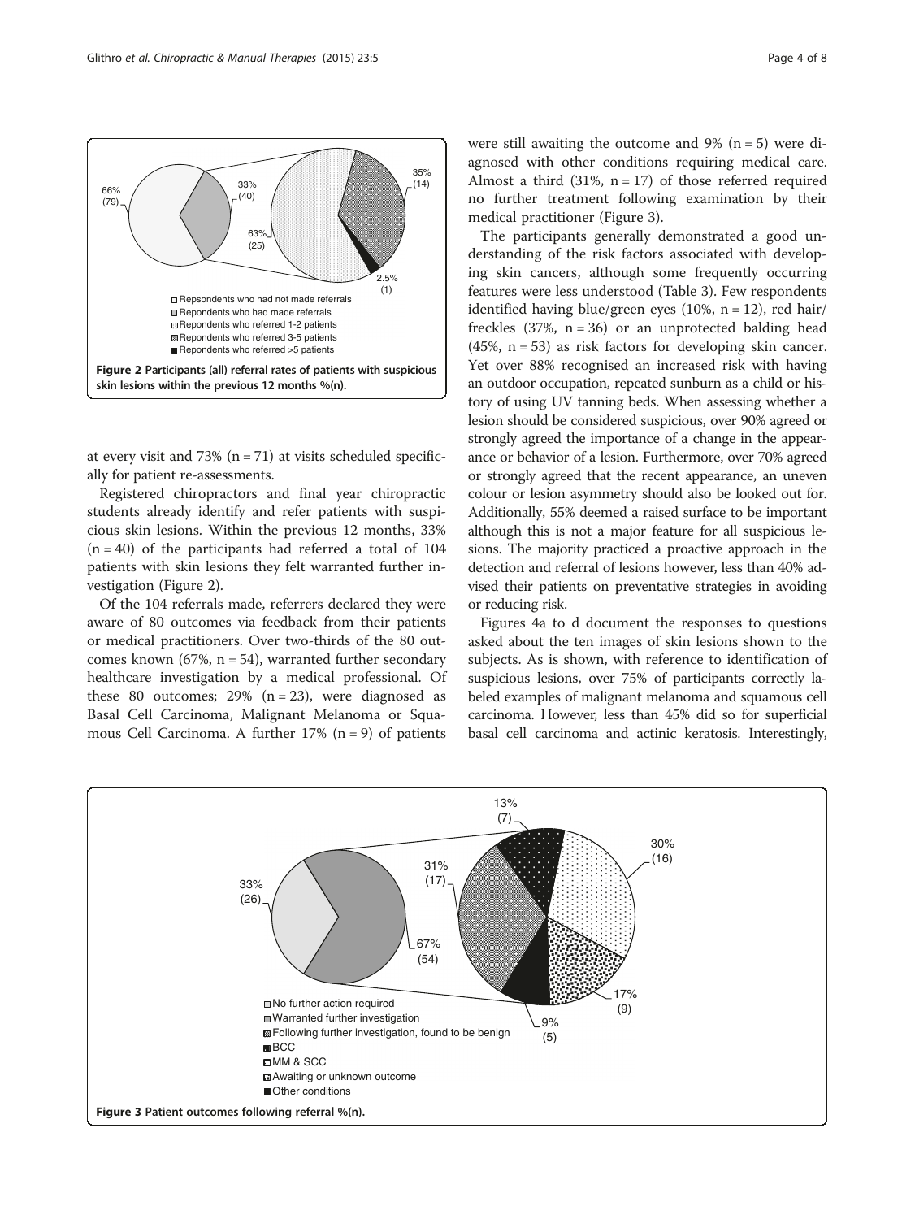at every visit and 73% (n = 71) at visits scheduled specifically for patient re-assessments.

Registered chiropractors and final year chiropractic students already identify and refer patients with suspicious skin lesions. Within the previous 12 months, 33% (n = 40) of the participants had referred a total of 104 patients with skin lesions they felt warranted further investigation (Figure 2).

**Figure 2 Participants (all) referral rates of patients with suspicious skin lesions within the previous 12 months %(n).**

Of the 104 referrals made, referrers declared they were aware of 80 outcomes via feedback from their patients or medical practitioners. Over two-thirds of the 80 outcomes known (67%, n = 54), warranted further secondary healthcare investigation by a medical professional. Of these 80 outcomes; 29% (n = 23), were diagnosed as Basal Cell Carcinoma, Malignant Melanoma or Squamous Cell Carcinoma. A further 17% (n = 9) of patients were still awaiting the outcome and 9% (n = 5) were diagnosed with other conditions requiring medical care. Almost a third (31%, n = 17) of those referred required no further treatment following examination by their medical practitioner (Figure 3).

The participants generally demonstrated a good understanding of the risk factors associated with developing skin cancers, although some frequently occurring features were less understood (Table 3). Few respondents identified having blue/green eyes (10%, n = 12), red hair/freckles (37%, n = 36) or an unprotected balding head (45%, n = 53) as risk factors for developing skin cancer. Yet over 88% recognised an increased risk with having an outdoor occupation, repeated sunburn as a child or history of using UV tanning beds. When assessing whether a lesion should be considered suspicious, over 90% agreed or strongly agreed the importance of a change in the appearance or behavior of a lesion. Furthermore, over 70% agreed or strongly agreed that the recent appearance, an uneven colour or lesion asymmetry should also be looked out for. Additionally, 55% deemed a raised surface to be important although this is not a major feature for all suspicious lesions. The majority practiced a proactive approach in the detection and referral of lesions however, less than 40% advised their patients on preventative strategies in avoiding or reducing risk.

Figures 4a to d document the responses to questions asked about the ten images of skin lesions shown to the subjects. As is shown, with reference to identification of suspicious lesions, over 75% of participants correctly labeled examples of malignant melanoma and squamous cell carcinoma. However, less than 45% did so for superficial basal cell carcinoma and actinic keratosis. Interestingly,

**Figure 3 Patient outcomes following referral %(n).**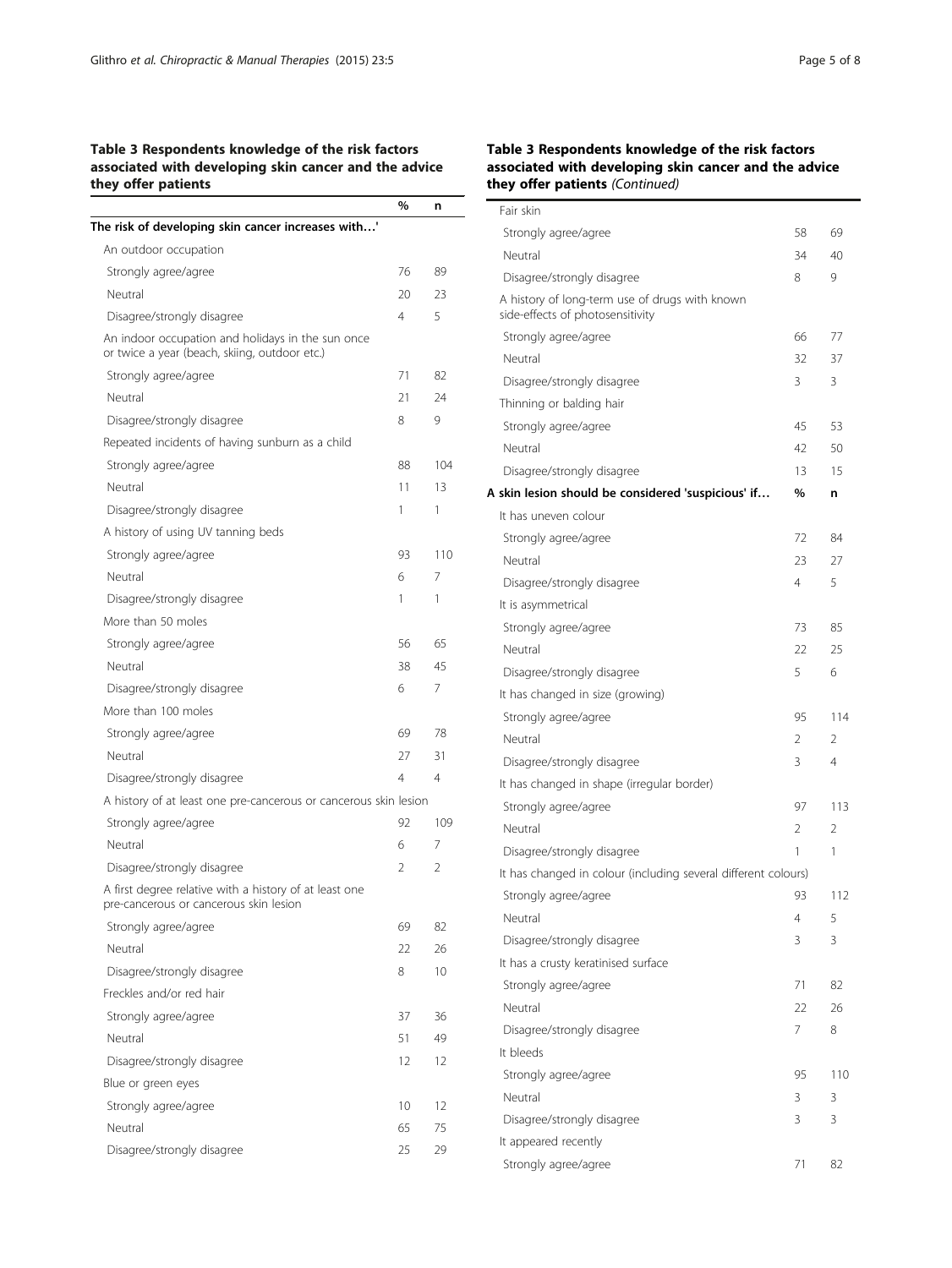**Table 3 Respondents knowledge of the risk factors associated with developing skin cancer and the advice they offer patients**

| | % | n |
|---|---|---|
| **The risk of developing skin cancer increases with…'** | | |
| An outdoor occupation | | |
| Strongly agree/agree | 76 | 89 |
| Neutral | 20 | 23 |
| Disagree/strongly disagree | 4 | 5 |
| An indoor occupation and holidays in the sun once or twice a year (beach, skiing, outdoor etc.) | | |
| Strongly agree/agree | 71 | 82 |
| Neutral | 21 | 24 |
| Disagree/strongly disagree | 8 | 9 |
| Repeated incidents of having sunburn as a child | | |
| Strongly agree/agree | 88 | 104 |
| Neutral | 11 | 13 |
| Disagree/strongly disagree | 1 | 1 |
| A history of using UV tanning beds | | |
| Strongly agree/agree | 93 | 110 |
| Neutral | 6 | 7 |
| Disagree/strongly disagree | 1 | 1 |
| More than 50 moles | | |
| Strongly agree/agree | 56 | 65 |
| Neutral | 38 | 45 |
| Disagree/strongly disagree | 6 | 7 |
| More than 100 moles | | |
| Strongly agree/agree | 69 | 78 |
| Neutral | 27 | 31 |
| Disagree/strongly disagree | 4 | 4 |
| A history of at least one pre-cancerous or cancerous skin lesion | | |
| Strongly agree/agree | 92 | 109 |
| Neutral | 6 | 7 |
| Disagree/strongly disagree | 2 | 2 |
| A first degree relative with a history of at least one pre-cancerous or cancerous skin lesion | | |
| Strongly agree/agree | 69 | 82 |
| Neutral | 22 | 26 |
| Disagree/strongly disagree | 8 | 10 |
| Freckles and/or red hair | | |
| Strongly agree/agree | 37 | 36 |
| Neutral | 51 | 49 |
| Disagree/strongly disagree | 12 | 12 |
| Blue or green eyes | | |
| Strongly agree/agree | 10 | 12 |
| Neutral | 65 | 75 |
| Disagree/strongly disagree | 25 | 29 |
| Fair skin | | |
| Strongly agree/agree | 58 | 69 |
| Neutral | 34 | 40 |
| Disagree/strongly disagree | 8 | 9 |
| A history of long-term use of drugs with known side-effects of photosensitivity | | |
| Strongly agree/agree | 66 | 77 |
| Neutral | 32 | 37 |
| Disagree/strongly disagree | 3 | 3 |
| Thinning or balding hair | | |
| Strongly agree/agree | 45 | 53 |
| Neutral | 42 | 50 |
| Disagree/strongly disagree | 13 | 15 |
| **A skin lesion should be considered 'suspicious' if…** | **%** | **n** |
| It has uneven colour | | |
| Strongly agree/agree | 72 | 84 |
| Neutral | 23 | 27 |
| Disagree/strongly disagree | 4 | 5 |
| It is asymmetrical | | |
| Strongly agree/agree | 73 | 85 |
| Neutral | 22 | 25 |
| Disagree/strongly disagree | 5 | 6 |
| It has changed in size (growing) | | |
| Strongly agree/agree | 95 | 114 |
| Neutral | 2 | 2 |
| Disagree/strongly disagree | 3 | 4 |
| It has changed in shape (irregular border) | | |
| Strongly agree/agree | 97 | 113 |
| Neutral | 2 | 2 |
| Disagree/strongly disagree | 1 | 1 |
| It has changed in colour (including several different colours) | | |
| Strongly agree/agree | 93 | 112 |
| Neutral | 4 | 5 |
| Disagree/strongly disagree | 3 | 3 |
| It has a crusty keratinised surface | | |
| Strongly agree/agree | 71 | 82 |
| Neutral | 22 | 26 |
| Disagree/strongly disagree | 7 | 8 |
| It bleeds | | |
| Strongly agree/agree | 95 | 110 |
| Neutral | 3 | 3 |
| Disagree/strongly disagree | 3 | 3 |
| It appeared recently | | |
| Strongly agree/agree | 71 | 82 |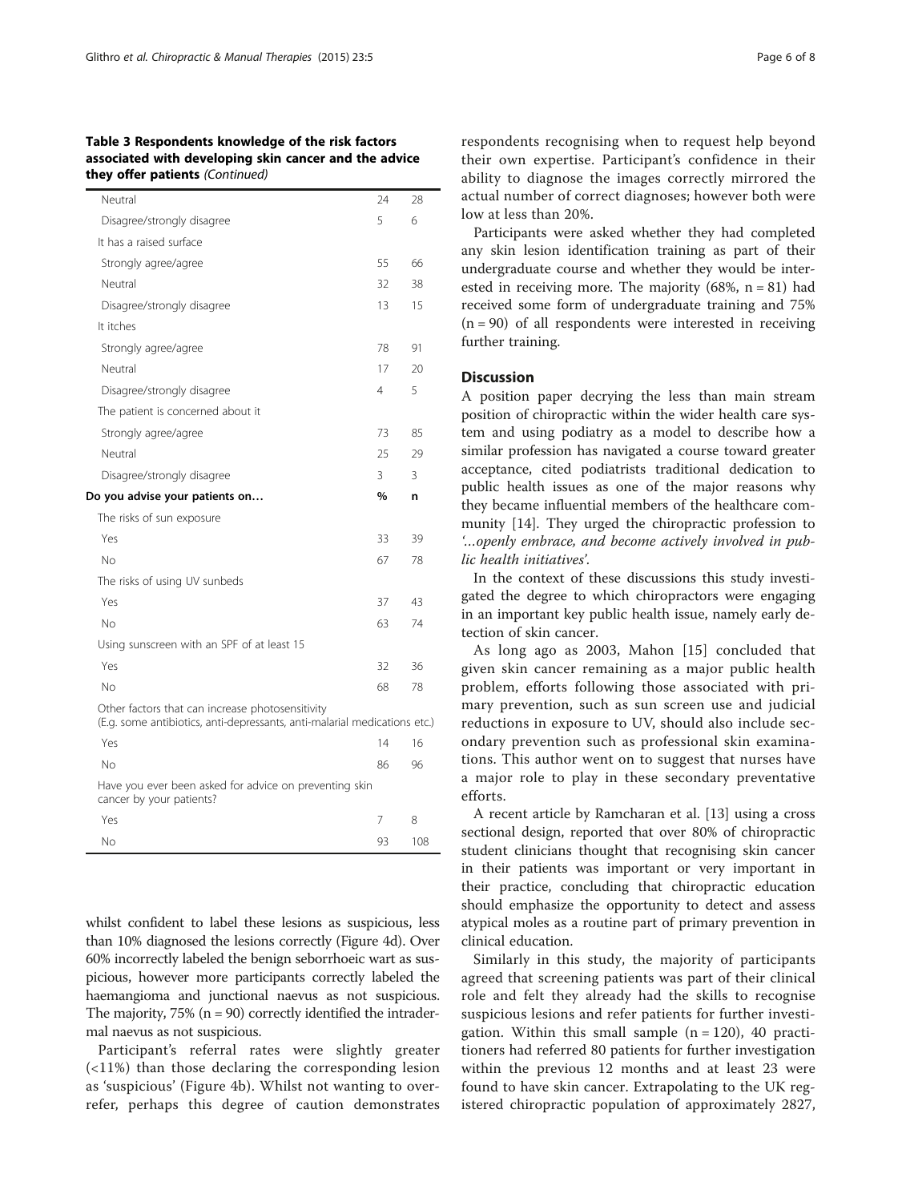**Table 3 Respondents knowledge of the risk factors associated with developing skin cancer and the advice they offer patients** *(Continued)*

| | | |
|---|---|---|
| Neutral | 24 | 28 |
| Disagree/strongly disagree | 5 | 6 |
| It has a raised surface | | |
| Strongly agree/agree | 55 | 66 |
| Neutral | 32 | 38 |
| Disagree/strongly disagree | 13 | 15 |
| It itches | | |
| Strongly agree/agree | 78 | 91 |
| Neutral | 17 | 20 |
| Disagree/strongly disagree | 4 | 5 |
| The patient is concerned about it | | |
| Strongly agree/agree | 73 | 85 |
| Neutral | 25 | 29 |
| Disagree/strongly disagree | 3 | 3 |
| **Do you advise your patients on…** | **%** | **n** |
| The risks of sun exposure | | |
| Yes | 33 | 39 |
| No | 67 | 78 |
| The risks of using UV sunbeds | | |
| Yes | 37 | 43 |
| No | 63 | 74 |
| Using sunscreen with an SPF of at least 15 | | |
| Yes | 32 | 36 |
| No | 68 | 78 |
| Other factors that can increase photosensitivity (E.g. some antibiotics, anti-depressants, anti-malarial medications etc.) | | |
| Yes | 14 | 16 |
| No | 86 | 96 |
| Have you ever been asked for advice on preventing skin cancer by your patients? | | |
| Yes | 7 | 8 |
| No | 93 | 108 |

whilst confident to label these lesions as suspicious, less than 10% diagnosed the lesions correctly (Figure 4d). Over 60% incorrectly labeled the benign seborrhoeic wart as suspicious, however more participants correctly labeled the haemangioma and junctional naevus as not suspicious. The majority, 75% (n = 90) correctly identified the intradermal naevus as not suspicious.

Participant's referral rates were slightly greater (<11%) than those declaring the corresponding lesion as 'suspicious' (Figure 4b). Whilst not wanting to over-refer, perhaps this degree of caution demonstrates respondents recognising when to request help beyond their own expertise. Participant's confidence in their ability to diagnose the images correctly mirrored the actual number of correct diagnoses; however both were low at less than 20%.

Participants were asked whether they had completed any skin lesion identification training as part of their undergraduate course and whether they would be interested in receiving more. The majority (68%, n = 81) had received some form of undergraduate training and 75% (n = 90) of all respondents were interested in receiving further training.

## Discussion

A position paper decrying the less than main stream position of chiropractic within the wider health care system and using podiatry as a model to describe how a similar profession has navigated a course toward greater acceptance, cited podiatrists traditional dedication to public health issues as one of the major reasons why they became influential members of the healthcare community [14]. They urged the chiropractic profession to *'…openly embrace, and become actively involved in public health initiatives'*.

In the context of these discussions this study investigated the degree to which chiropractors were engaging in an important key public health issue, namely early detection of skin cancer.

As long ago as 2003, Mahon [15] concluded that given skin cancer remaining as a major public health problem, efforts following those associated with primary prevention, such as sun screen use and judicial reductions in exposure to UV, should also include secondary prevention such as professional skin examinations. This author went on to suggest that nurses have a major role to play in these secondary preventative efforts.

A recent article by Ramcharan et al. [13] using a cross sectional design, reported that over 80% of chiropractic student clinicians thought that recognising skin cancer in their patients was important or very important in their practice, concluding that chiropractic education should emphasize the opportunity to detect and assess atypical moles as a routine part of primary prevention in clinical education.

Similarly in this study, the majority of participants agreed that screening patients was part of their clinical role and felt they already had the skills to recognise suspicious lesions and refer patients for further investigation. Within this small sample (n = 120), 40 practitioners had referred 80 patients for further investigation within the previous 12 months and at least 23 were found to have skin cancer. Extrapolating to the UK registered chiropractic population of approximately 2827,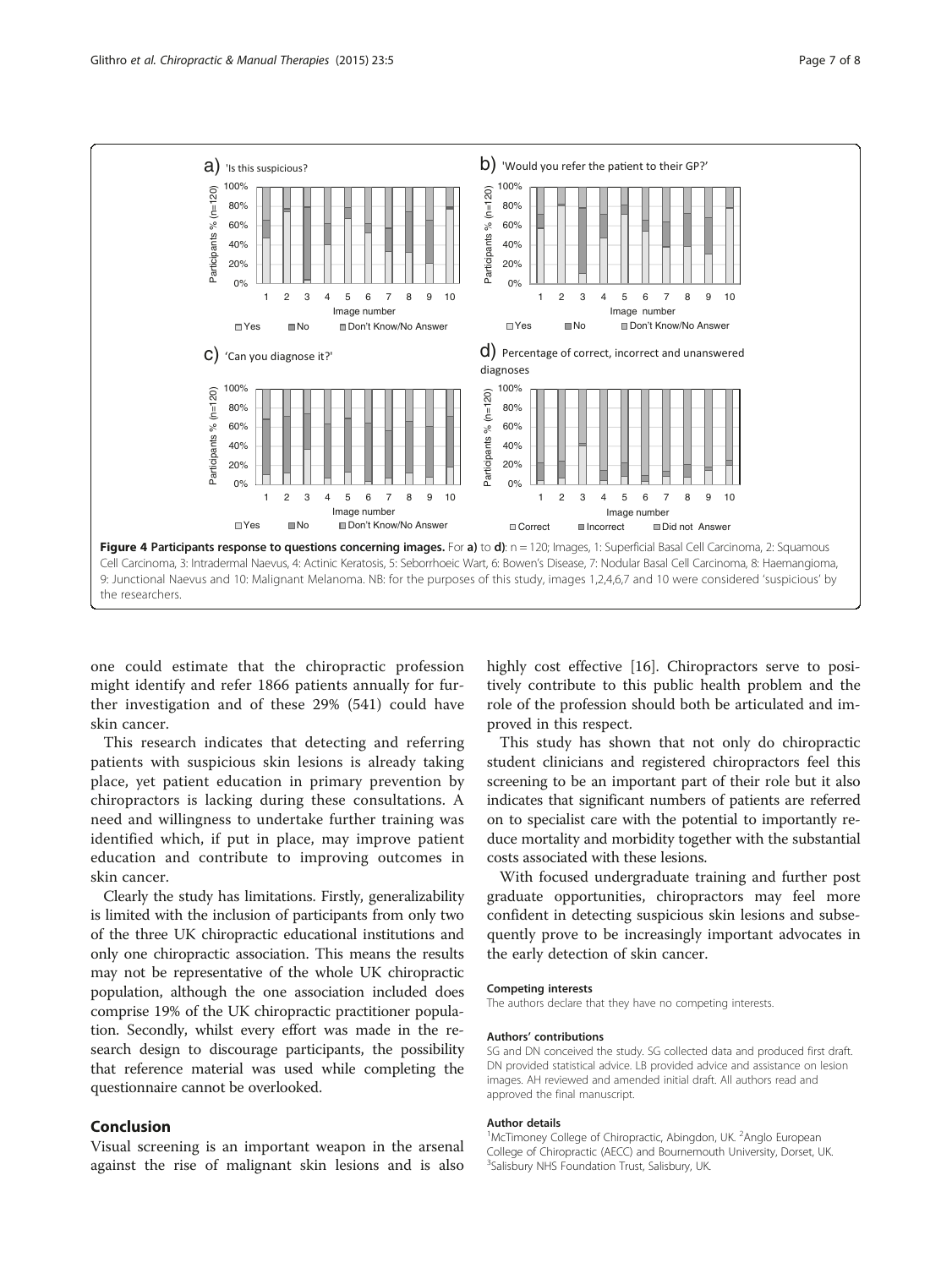**Figure 4 Participants response to questions concerning images.** For **a)** to **d)**: n = 120; Images, 1: Superficial Basal Cell Carcinoma, 2: Squamous Cell Carcinoma, 3: Intradermal Naevus, 4: Actinic Keratosis, 5: Seborrhoeic Wart, 6: Bowen's Disease, 7: Nodular Basal Cell Carcinoma, 8: Haemangioma, 9: Junctional Naevus and 10: Malignant Melanoma. NB: for the purposes of this study, images 1,2,4,6,7 and 10 were considered 'suspicious' by the researchers.

one could estimate that the chiropractic profession might identify and refer 1866 patients annually for further investigation and of these 29% (541) could have skin cancer.

This research indicates that detecting and referring patients with suspicious skin lesions is already taking place, yet patient education in primary prevention by chiropractors is lacking during these consultations. A need and willingness to undertake further training was identified which, if put in place, may improve patient education and contribute to improving outcomes in skin cancer.

Clearly the study has limitations. Firstly, generalizability is limited with the inclusion of participants from only two of the three UK chiropractic educational institutions and only one chiropractic association. This means the results may not be representative of the whole UK chiropractic population, although the one association included does comprise 19% of the UK chiropractic practitioner population. Secondly, whilst every effort was made in the research design to discourage participants, the possibility that reference material was used while completing the questionnaire cannot be overlooked.

## Conclusion

Visual screening is an important weapon in the arsenal against the rise of malignant skin lesions and is also highly cost effective [16]. Chiropractors serve to positively contribute to this public health problem and the role of the profession should both be articulated and improved in this respect.

This study has shown that not only do chiropractic student clinicians and registered chiropractors feel this screening to be an important part of their role but it also indicates that significant numbers of patients are referred on to specialist care with the potential to importantly reduce mortality and morbidity together with the substantial costs associated with these lesions.

With focused undergraduate training and further post graduate opportunities, chiropractors may feel more confident in detecting suspicious skin lesions and subsequently prove to be increasingly important advocates in the early detection of skin cancer.

#### Competing interests

The authors declare that they have no competing interests.

#### Authors' contributions

SG and DN conceived the study. SG collected data and produced first draft. DN provided statistical advice. LB provided advice and assistance on lesion images. AH reviewed and amended initial draft. All authors read and approved the final manuscript.

#### Author details

[1]McTimoney College of Chiropractic, Abingdon, UK. [2]Anglo European College of Chiropractic (AECC) and Bournemouth University, Dorset, UK. [3]Salisbury NHS Foundation Trust, Salisbury, UK.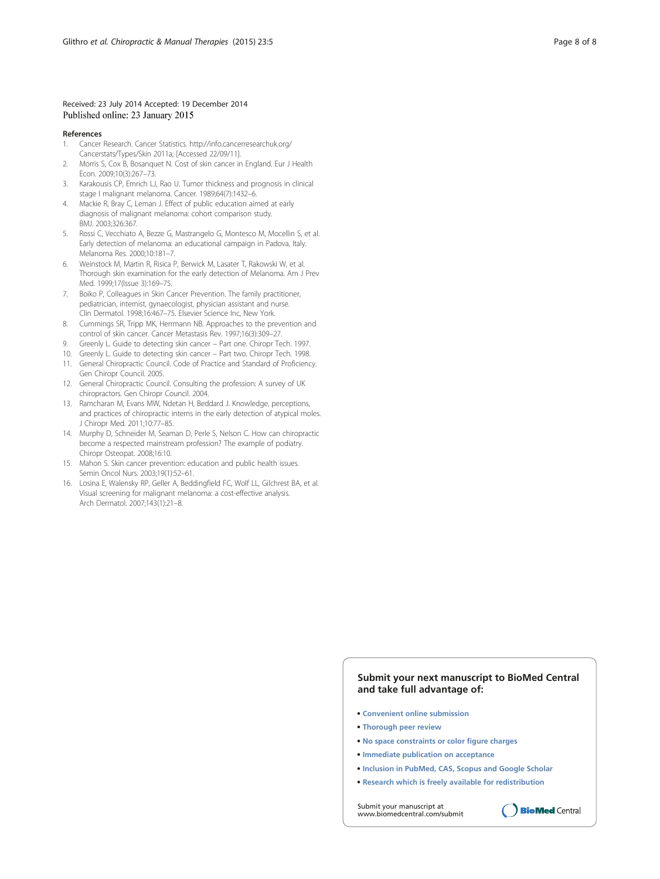Received: 23 July 2014 Accepted: 19 December 2014
Published online: 23 January 2015

## References

1. Cancer Research. Cancer Statistics. http://info.cancerresearchuk.org/Cancerstats/Types/Skin 2011a; [Accessed 22/09/11].
2. Morris S, Cox B, Bosanquet N. Cost of skin cancer in England. Eur J Health Econ. 2009;10(3):267–73.
3. Karakousis CP, Emrich LJ, Rao U. Tumor thickness and prognosis in clinical stage I malignant melanoma. Cancer. 1989;64(7):1432–6.
4. Mackie R, Bray C, Leman J. Effect of public education aimed at early diagnosis of malignant melanoma: cohort comparison study. BMJ. 2003;326:367.
5. Rossi C, Vecchiato A, Bezze G, Mastrangelo G, Montesco M, Mocellin S, et al. Early detection of melanoma: an educational campaign in Padova, Italy. Melanoma Res. 2000;10:181–7.
6. Weinstock M, Martin R, Risica P, Berwick M, Lasater T, Rakowski W, et al. Thorough skin examination for the early detection of Melanoma. Am J Prev Med. 1999;17(Issue 3):169–75.
7. Boiko P, Colleagues in Skin Cancer Prevention. The family practitioner, pediatrician, internist, gynaecologist, physician assistant and nurse. Clin Dermatol. 1998;16:467–75. Elsevier Science Inc, New York.
8. Cummings SR, Tripp MK, Herrmann NB. Approaches to the prevention and control of skin cancer. Cancer Metastasis Rev. 1997;16(3):309–27.
9. Greenly L. Guide to detecting skin cancer – Part one. Chiropr Tech. 1997.
10. Greenly L. Guide to detecting skin cancer – Part two. Chiropr Tech. 1998.
11. General Chiropractic Council. Code of Practice and Standard of Proficiency. Gen Chiropr Council. 2005.
12. General Chiropractic Council. Consulting the profession: A survey of UK chiropractors. Gen Chiropr Council. 2004.
13. Ramcharan M, Evans MW, Ndetan H, Beddard J. Knowledge, perceptions, and practices of chiropractic interns in the early detection of atypical moles. J Chiropr Med. 2011;10:77–85.
14. Murphy D, Schneider M, Seaman D, Perle S, Nelson C. How can chiropractic become a respected mainstream profession? The example of podiatry. Chiropr Osteopat. 2008;16:10.
15. Mahon S. Skin cancer prevention: education and public health issues. Semin Oncol Nurs. 2003;19(1):52–61.
16. Losina E, Walensky RP, Geller A, Beddingfield FC, Wolf LL, Gilchrest BA, et al. Visual screening for malignant melanoma: a cost-effective analysis. Arch Dermatol. 2007;143(1):21–8.

**Submit your next manuscript to BioMed Central and take full advantage of:**

- **Convenient online submission**
- **Thorough peer review**
- **No space constraints or color figure charges**
- **Immediate publication on acceptance**
- **Inclusion in PubMed, CAS, Scopus and Google Scholar**
- **Research which is freely available for redistribution**

Submit your manuscript at
www.biomedcentral.com/submit

BioMed Central